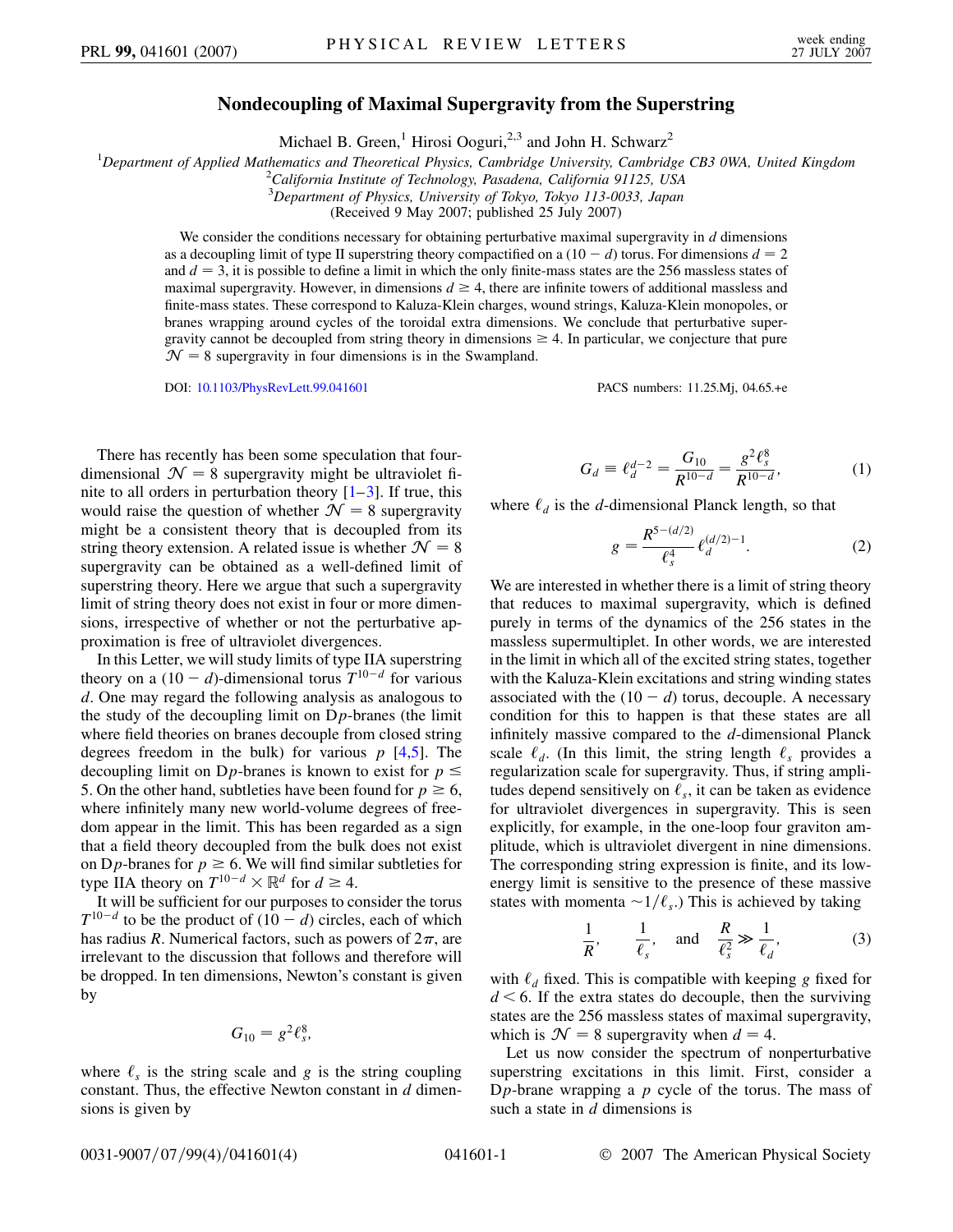# Nondecoupling of Maximal Supergravity from the Superstring

Michael B. Green,[1] Hirosi Ooguri,[2,3] and John H. Schwarz[2]

[1]Department of Applied Mathematics and Theoretical Physics, Cambridge University, Cambridge CB3 0WA, United Kingdom
[2]California Institute of Technology, Pasadena, California 91125, USA
[3]Department of Physics, University of Tokyo, Tokyo 113-0033, Japan

(Received 9 May 2007; published 25 July 2007)

We consider the conditions necessary for obtaining perturbative maximal supergravity in $d$ dimensions as a decoupling limit of type II superstring theory compactified on a $(10 - d)$ torus. For dimensions $d = 2$ and $d = 3$, it is possible to define a limit in which the only finite-mass states are the 256 massless states of maximal supergravity. However, in dimensions $d \geq 4$, there are infinite towers of additional massless and finite-mass states. These correspond to Kaluza-Klein charges, wound strings, Kaluza-Klein monopoles, or branes wrapping around cycles of the toroidal extra dimensions. We conclude that perturbative supergravity cannot be decoupled from string theory in dimensions $\geq 4$. In particular, we conjecture that pure $\mathcal{N} = 8$ supergravity in four dimensions is in the Swampland.

DOI: 10.1103/PhysRevLett.99.041601

PACS numbers: 11.25.Mj, 04.65.+e

There has recently has been some speculation that four-dimensional $\mathcal{N} = 8$ supergravity might be ultraviolet finite to all orders in perturbation theory [1–3]. If true, this would raise the question of whether $\mathcal{N} = 8$ supergravity might be a consistent theory that is decoupled from its string theory extension. A related issue is whether $\mathcal{N} = 8$ supergravity can be obtained as a well-defined limit of superstring theory. Here we argue that such a supergravity limit of string theory does not exist in four or more dimensions, irrespective of whether or not the perturbative approximation is free of ultraviolet divergences.

In this Letter, we will study limits of type IIA superstring theory on a $(10 - d)$-dimensional torus $T^{10-d}$ for various $d$. One may regard the following analysis as analogous to the study of the decoupling limit on D$p$-branes (the limit where field theories on branes decouple from closed string degrees freedom in the bulk) for various $p$ [4,5]. The decoupling limit on D$p$-branes is known to exist for $p \leq 5$. On the other hand, subtleties have been found for $p \geq 6$, where infinitely many new world-volume degrees of freedom appear in the limit. This has been regarded as a sign that a field theory decoupled from the bulk does not exist on D$p$-branes for $p \geq 6$. We will find similar subtleties for type IIA theory on $T^{10-d} \times \mathbb{R}^d$ for $d \geq 4$.

It will be sufficient for our purposes to consider the torus $T^{10-d}$ to be the product of $(10 - d)$ circles, each of which has radius $R$. Numerical factors, such as powers of $2\pi$, are irrelevant to the discussion that follows and therefore will be dropped. In ten dimensions, Newton's constant is given by

$$G_{10} = g^2 \ell_s^8,$$

where $\ell_s$ is the string scale and $g$ is the string coupling constant. Thus, the effective Newton constant in $d$ dimensions is given by

$$G_d \equiv \ell_d^{d-2} = \frac{G_{10}}{R^{10-d}} = \frac{g^2 \ell_s^8}{R^{10-d}}, \tag{1}$$

where $\ell_d$ is the $d$-dimensional Planck length, so that

$$g = \frac{R^{5-(d/2)}}{\ell_s^4} \ell_d^{(d/2)-1}. \tag{2}$$

We are interested in whether there is a limit of string theory that reduces to maximal supergravity, which is defined purely in terms of the dynamics of the 256 states in the massless supermultiplet. In other words, we are interested in the limit in which all of the excited string states, together with the Kaluza-Klein excitations and string winding states associated with the $(10 - d)$ torus, decouple. A necessary condition for this to happen is that these states are all infinitely massive compared to the $d$-dimensional Planck scale $\ell_d$. (In this limit, the string length $\ell_s$ provides a regularization scale for supergravity. Thus, if string amplitudes depend sensitively on $\ell_s$, it can be taken as evidence for ultraviolet divergences in supergravity. This is seen explicitly, for example, in the one-loop four graviton amplitude, which is ultraviolet divergent in nine dimensions. The corresponding string expression is finite, and its low-energy limit is sensitive to the presence of these massive states with momenta $\sim 1/\ell_s$.) This is achieved by taking

$$\frac{1}{R}, \qquad \frac{1}{\ell_s}, \qquad \text{and} \qquad \frac{R}{\ell_s^2} \gg \frac{1}{\ell_d}, \tag{3}$$

with $\ell_d$ fixed. This is compatible with keeping $g$ fixed for $d < 6$. If the extra states do decouple, then the surviving states are the 256 massless states of maximal supergravity, which is $\mathcal{N} = 8$ supergravity when $d = 4$.

Let us now consider the spectrum of nonperturbative superstring excitations in this limit. First, consider a D$p$-brane wrapping a $p$ cycle of the torus. The mass of such a state in $d$ dimensions is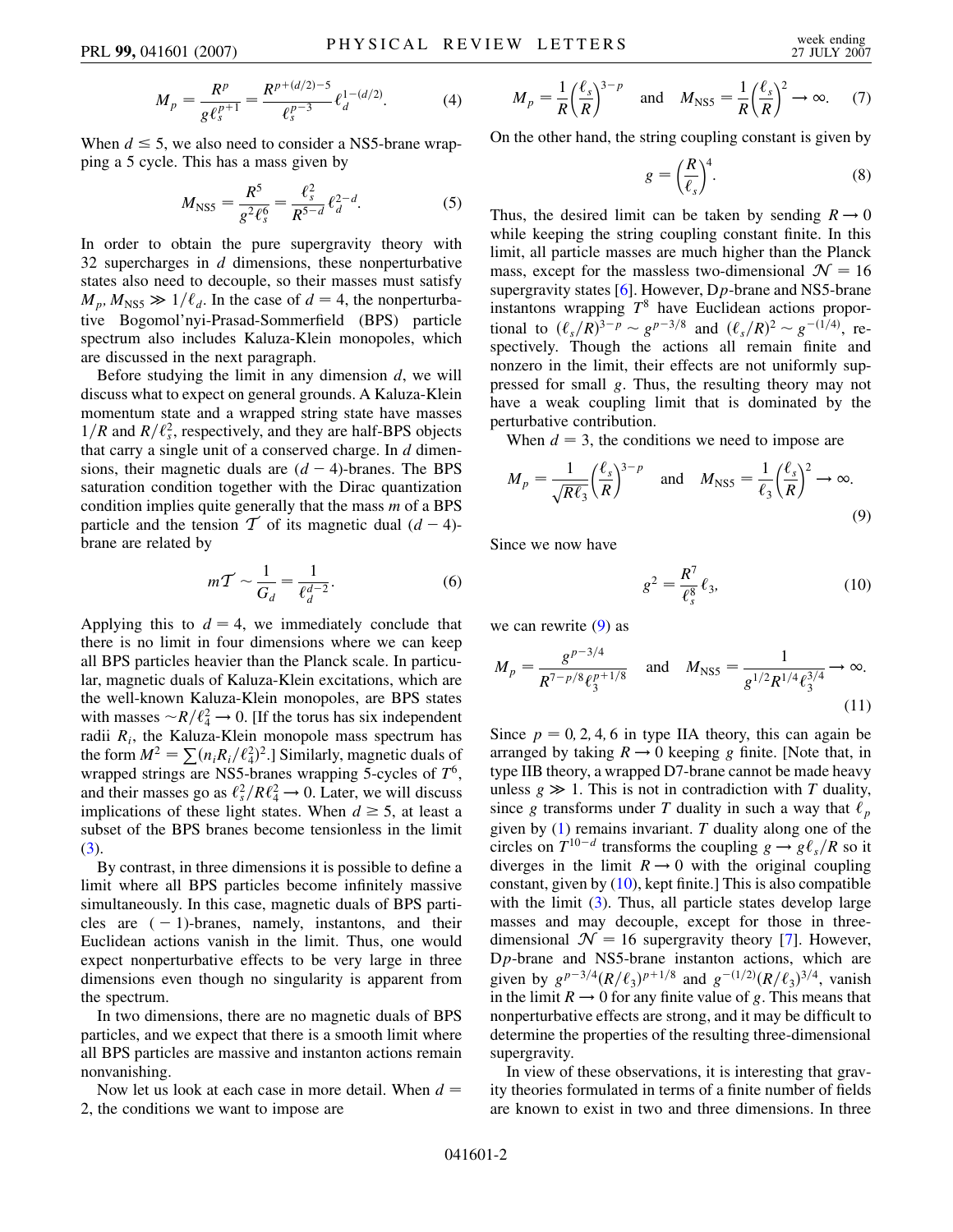$$M_p = \frac{R^p}{g\ell_s^{p+1}} = \frac{R^{p+(d/2)-5}}{\ell_s^{p-3}}\ell_d^{1-(d/2)}. \tag{4}$$

When $d \leq 5$, we also need to consider a NS5-brane wrapping a 5 cycle. This has a mass given by

$$M_{\rm NS5} = \frac{R^5}{g^2\ell_s^6} = \frac{\ell_s^2}{R^{5-d}}\ell_d^{2-d}. \tag{5}$$

In order to obtain the pure supergravity theory with 32 supercharges in $d$ dimensions, these nonperturbative states also need to decouple, so their masses must satisfy $M_p, M_{\rm NS5} \gg 1/\ell_d$. In the case of $d = 4$, the nonperturbative Bogomol'nyi-Prasad-Sommerfield (BPS) particle spectrum also includes Kaluza-Klein monopoles, which are discussed in the next paragraph.

Before studying the limit in any dimension $d$, we will discuss what to expect on general grounds. A Kaluza-Klein momentum state and a wrapped string state have masses $1/R$ and $R/\ell_s^2$, respectively, and they are half-BPS objects that carry a single unit of a conserved charge. In $d$ dimensions, their magnetic duals are $(d-4)$-branes. The BPS saturation condition together with the Dirac quantization condition implies quite generally that the mass $m$ of a BPS particle and the tension $\mathcal{T}$ of its magnetic dual $(d-4)$-brane are related by

$$m\mathcal{T} \sim \frac{1}{G_d} = \frac{1}{\ell_d^{d-2}}. \tag{6}$$

Applying this to $d = 4$, we immediately conclude that there is no limit in four dimensions where we can keep all BPS particles heavier than the Planck scale. In particular, magnetic duals of Kaluza-Klein excitations, which are the well-known Kaluza-Klein monopoles, are BPS states with masses $\sim R/\ell_4^2 \to 0$. [If the torus has six independent radii $R_i$, the Kaluza-Klein monopole mass spectrum has the form $M^2 = \sum(n_i R_i/\ell_4^2)^2$.] Similarly, magnetic duals of wrapped strings are NS5-branes wrapping 5-cycles of $T^6$, and their masses go as $\ell_s^2/R\ell_4^2 \to 0$. Later, we will discuss implications of these light states. When $d \geq 5$, at least a subset of the BPS branes become tensionless in the limit (3).

By contrast, in three dimensions it is possible to define a limit where all BPS particles become infinitely massive simultaneously. In this case, magnetic duals of BPS particles are $(-1)$-branes, namely, instantons, and their Euclidean actions vanish in the limit. Thus, one would expect nonperturbative effects to be very large in three dimensions even though no singularity is apparent from the spectrum.

In two dimensions, there are no magnetic duals of BPS particles, and we expect that there is a smooth limit where all BPS particles are massive and instanton actions remain nonvanishing.

Now let us look at each case in more detail. When $d = 2$, the conditions we want to impose are

$$M_p = \frac{1}{R}\left(\frac{\ell_s}{R}\right)^{3-p} \quad \text{and} \quad M_{\rm NS5} = \frac{1}{R}\left(\frac{\ell_s}{R}\right)^2 \to \infty. \tag{7}$$

On the other hand, the string coupling constant is given by

$$g = \left(\frac{R}{\ell_s}\right)^4. \tag{8}$$

Thus, the desired limit can be taken by sending $R \to 0$ while keeping the string coupling constant finite. In this limit, all particle masses are much higher than the Planck mass, except for the massless two-dimensional $\mathcal{N} = 16$ supergravity states [6]. However, D$p$-brane and NS5-brane instantons wrapping $T^8$ have Euclidean actions proportional to $(\ell_s/R)^{3-p} \sim g^{p-3/8}$ and $(\ell_s/R)^2 \sim g^{-(1/4)}$, respectively. Though the actions all remain finite and nonzero in the limit, their effects are not uniformly suppressed for small $g$. Thus, the resulting theory may not have a weak coupling limit that is dominated by the perturbative contribution.

When $d = 3$, the conditions we need to impose are

$$M_p = \frac{1}{\sqrt{R\ell_3}}\left(\frac{\ell_s}{R}\right)^{3-p} \quad \text{and} \quad M_{\rm NS5} = \frac{1}{\ell_3}\left(\frac{\ell_s}{R}\right)^2 \to \infty. \tag{9}$$

Since we now have

$$g^2 = \frac{R^7}{\ell_s^8}\ell_3, \tag{10}$$

we can rewrite (9) as

$$M_p = \frac{g^{p-3/4}}{R^{7-p/8}\ell_3^{p+1/8}} \quad \text{and} \quad M_{\rm NS5} = \frac{1}{g^{1/2}R^{1/4}\ell_3^{3/4}} \to \infty. \tag{11}$$

Since $p = 0, 2, 4, 6$ in type IIA theory, this can again be arranged by taking $R \to 0$ keeping $g$ finite. [Note that, in type IIB theory, a wrapped D7-brane cannot be made heavy unless $g \gg 1$. This is not in contradiction with $T$ duality, since $g$ transforms under $T$ duality in such a way that $\ell_p$ given by (1) remains invariant. $T$ duality along one of the circles on $T^{10-d}$ transforms the coupling $g \to g\ell_s/R$ so it diverges in the limit $R \to 0$ with the original coupling constant, given by (10), kept finite.] This is also compatible with the limit (3). Thus, all particle states develop large masses and may decouple, except for those in three-dimensional $\mathcal{N} = 16$ supergravity theory [7]. However, D$p$-brane and NS5-brane instanton actions, which are given by $g^{p-3/4}(R/\ell_3)^{p+1/8}$ and $g^{-(1/2)}(R/\ell_3)^{3/4}$, vanish in the limit $R \to 0$ for any finite value of $g$. This means that nonperturbative effects are strong, and it may be difficult to determine the properties of the resulting three-dimensional supergravity.

In view of these observations, it is interesting that gravity theories formulated in terms of a finite number of fields are known to exist in two and three dimensions. In three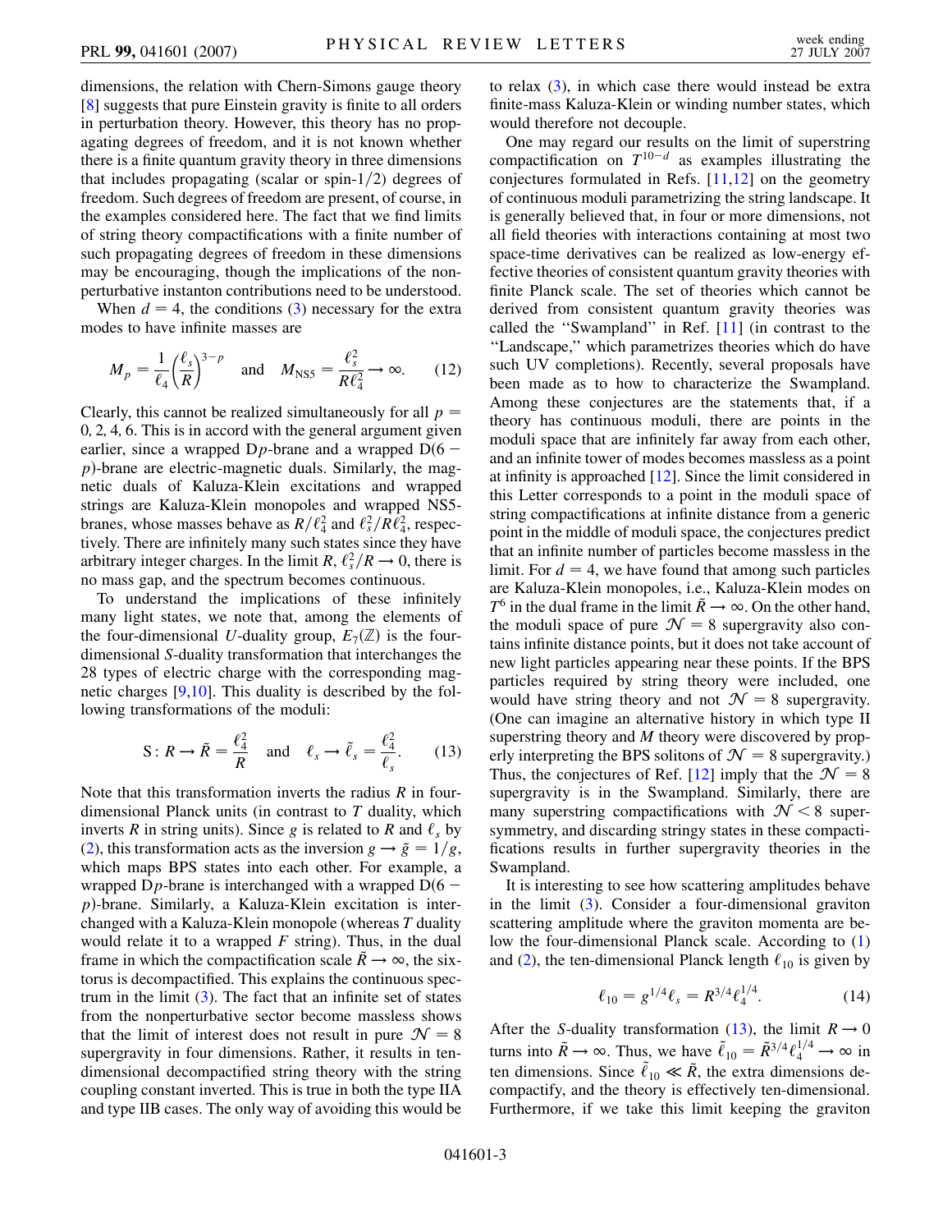dimensions, the relation with Chern-Simons gauge theory [8] suggests that pure Einstein gravity is finite to all orders in perturbation theory. However, this theory has no propagating degrees of freedom, and it is not known whether there is a finite quantum gravity theory in three dimensions that includes propagating (scalar or spin-1/2) degrees of freedom. Such degrees of freedom are present, of course, in the examples considered here. The fact that we find limits of string theory compactifications with a finite number of such propagating degrees of freedom in these dimensions may be encouraging, though the implications of the nonperturbative instanton contributions need to be understood.

When $d = 4$, the conditions (3) necessary for the extra modes to have infinite masses are

$$M_p = \frac{1}{\ell_4}\left(\frac{\ell_s}{R}\right)^{3-p} \quad \text{and} \quad M_{\text{NS5}} = \frac{\ell_s^2}{R\ell_4^2} \to \infty. \qquad (12)$$

Clearly, this cannot be realized simultaneously for all $p = 0, 2, 4, 6$. This is in accord with the general argument given earlier, since a wrapped D$p$-brane and a wrapped D$(6-p)$-brane are electric-magnetic duals. Similarly, the magnetic duals of Kaluza-Klein excitations and wrapped strings are Kaluza-Klein monopoles and wrapped NS5-branes, whose masses behave as $R/\ell_4^2$ and $\ell_s^2/R\ell_4^2$, respectively. There are infinitely many such states since they have arbitrary integer charges. In the limit $R, \ell_s^2/R \to 0$, there is no mass gap, and the spectrum becomes continuous.

To understand the implications of these infinitely many light states, we note that, among the elements of the four-dimensional $U$-duality group, $E_7(\mathbb{Z})$ is the four-dimensional $S$-duality transformation that interchanges the 28 types of electric charge with the corresponding magnetic charges [9,10]. This duality is described by the following transformations of the moduli:

$$\text{S}: R \to \tilde{R} = \frac{\ell_4^2}{R} \quad \text{and} \quad \ell_s \to \tilde{\ell}_s = \frac{\ell_4^2}{\ell_s}. \qquad (13)$$

Note that this transformation inverts the radius $R$ in four-dimensional Planck units (in contrast to $T$ duality, which inverts $R$ in string units). Since $g$ is related to $R$ and $\ell_s$ by (2), this transformation acts as the inversion $g \to \tilde{g} = 1/g$, which maps BPS states into each other. For example, a wrapped D$p$-brane is interchanged with a wrapped D$(6-p)$-brane. Similarly, a Kaluza-Klein excitation is interchanged with a Kaluza-Klein monopole (whereas $T$ duality would relate it to a wrapped $F$ string). Thus, in the dual frame in which the compactification scale $\tilde{R} \to \infty$, the six-torus is decompactified. This explains the continuous spectrum in the limit (3). The fact that an infinite set of states from the nonperturbative sector become massless shows that the limit of interest does not result in pure $\mathcal{N} = 8$ supergravity in four dimensions. Rather, it results in ten-dimensional decompactified string theory with the string coupling constant inverted. This is true in both the type IIA and type IIB cases. The only way of avoiding this would be to relax (3), in which case there would instead be extra finite-mass Kaluza-Klein or winding number states, which would therefore not decouple.

One may regard our results on the limit of superstring compactification on $T^{10-d}$ as examples illustrating the conjectures formulated in Refs. [11,12] on the geometry of continuous moduli parametrizing the string landscape. It is generally believed that, in four or more dimensions, not all field theories with interactions containing at most two space-time derivatives can be realized as low-energy effective theories of consistent quantum gravity theories with finite Planck scale. The set of theories which cannot be derived from consistent quantum gravity theories was called the "Swampland" in Ref. [11] (in contrast to the "Landscape," which parametrizes theories which do have such UV completions). Recently, several proposals have been made as to how to characterize the Swampland. Among these conjectures are the statements that, if a theory has continuous moduli, there are points in the moduli space that are infinitely far away from each other, and an infinite tower of modes becomes massless as a point at infinity is approached [12]. Since the limit considered in this Letter corresponds to a point in the moduli space of string compactifications at infinite distance from a generic point in the middle of moduli space, the conjectures predict that an infinite number of particles become massless in the limit. For $d = 4$, we have found that among such particles are Kaluza-Klein monopoles, i.e., Kaluza-Klein modes on $T^6$ in the dual frame in the limit $\tilde{R} \to \infty$. On the other hand, the moduli space of pure $\mathcal{N} = 8$ supergravity also contains infinite distance points, but it does not take account of new light particles appearing near these points. If the BPS particles required by string theory were included, one would have string theory and not $\mathcal{N} = 8$ supergravity. (One can imagine an alternative history in which type II superstring theory and $M$ theory were discovered by properly interpreting the BPS solitons of $\mathcal{N} = 8$ supergravity.) Thus, the conjectures of Ref. [12] imply that the $\mathcal{N} = 8$ supergravity is in the Swampland. Similarly, there are many superstring compactifications with $\mathcal{N} < 8$ supersymmetry, and discarding stringy states in these compactifications results in further supergravity theories in the Swampland.

It is interesting to see how scattering amplitudes behave in the limit (3). Consider a four-dimensional graviton scattering amplitude where the graviton momenta are below the four-dimensional Planck scale. According to (1) and (2), the ten-dimensional Planck length $\ell_{10}$ is given by

$$\ell_{10} = g^{1/4}\ell_s = R^{3/4}\ell_4^{1/4}. \qquad (14)$$

After the $S$-duality transformation (13), the limit $R \to 0$ turns into $\tilde{R} \to \infty$. Thus, we have $\tilde{\ell}_{10} = \tilde{R}^{3/4}\ell_4^{1/4} \to \infty$ in ten dimensions. Since $\tilde{\ell}_{10} \ll \tilde{R}$, the extra dimensions decompactify, and the theory is effectively ten-dimensional. Furthermore, if we take this limit keeping the graviton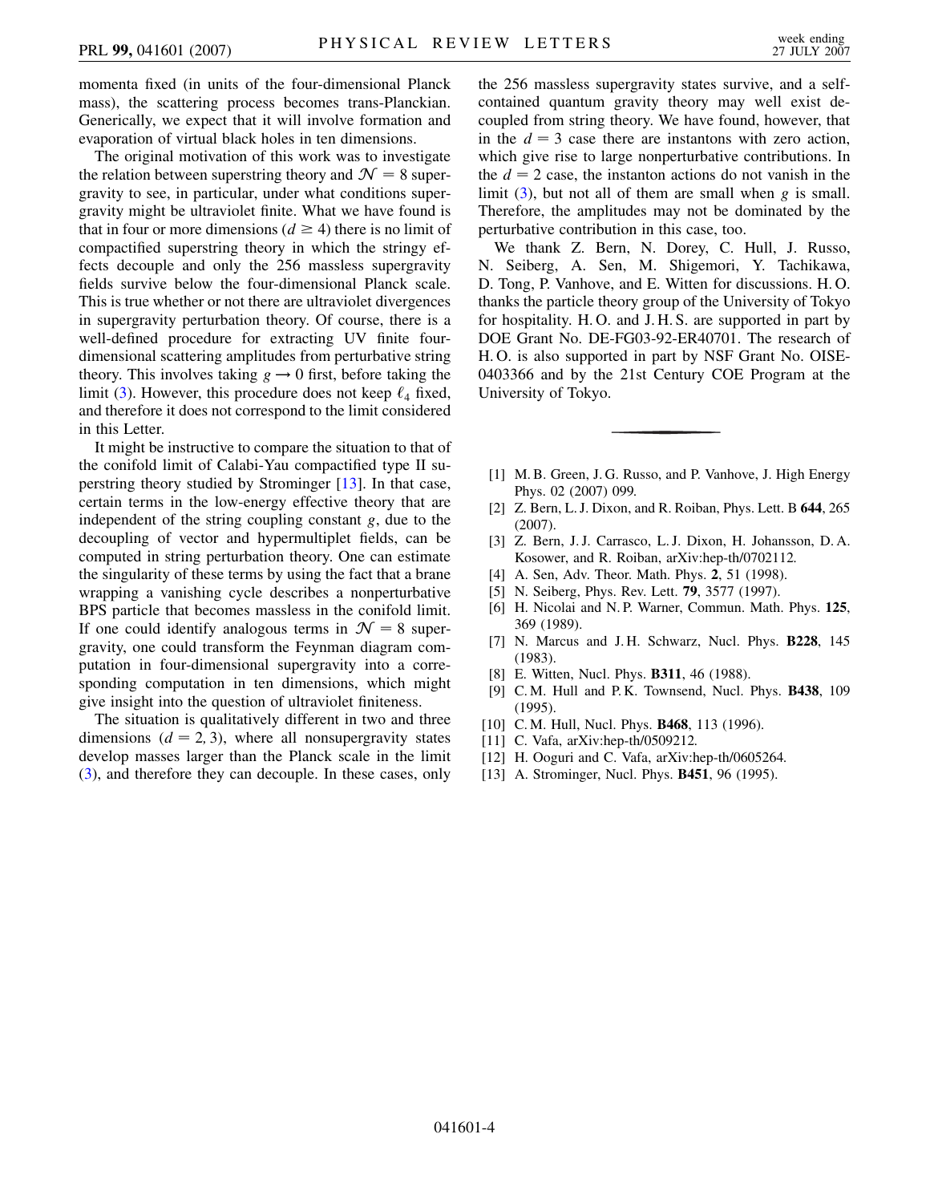momenta fixed (in units of the four-dimensional Planck mass), the scattering process becomes trans-Planckian. Generically, we expect that it will involve formation and evaporation of virtual black holes in ten dimensions.

The original motivation of this work was to investigate the relation between superstring theory and $\mathcal{N} = 8$ supergravity to see, in particular, under what conditions supergravity might be ultraviolet finite. What we have found is that in four or more dimensions ($d \geq 4$) there is no limit of compactified superstring theory in which the stringy effects decouple and only the 256 massless supergravity fields survive below the four-dimensional Planck scale. This is true whether or not there are ultraviolet divergences in supergravity perturbation theory. Of course, there is a well-defined procedure for extracting UV finite four-dimensional scattering amplitudes from perturbative string theory. This involves taking $g \to 0$ first, before taking the limit (3). However, this procedure does not keep $\ell_4$ fixed, and therefore it does not correspond to the limit considered in this Letter.

It might be instructive to compare the situation to that of the conifold limit of Calabi-Yau compactified type II superstring theory studied by Strominger [13]. In that case, certain terms in the low-energy effective theory that are independent of the string coupling constant $g$, due to the decoupling of vector and hypermultiplet fields, can be computed in string perturbation theory. One can estimate the singularity of these terms by using the fact that a brane wrapping a vanishing cycle describes a nonperturbative BPS particle that becomes massless in the conifold limit. If one could identify analogous terms in $\mathcal{N} = 8$ supergravity, one could transform the Feynman diagram computation in four-dimensional supergravity into a corresponding computation in ten dimensions, which might give insight into the question of ultraviolet finiteness.

The situation is qualitatively different in two and three dimensions ($d = 2, 3$), where all nonsupergravity states develop masses larger than the Planck scale in the limit (3), and therefore they can decouple. In these cases, only the 256 massless supergravity states survive, and a self-contained quantum gravity theory may well exist decoupled from string theory. We have found, however, that in the $d = 3$ case there are instantons with zero action, which give rise to large nonperturbative contributions. In the $d = 2$ case, the instanton actions do not vanish in the limit (3), but not all of them are small when $g$ is small. Therefore, the amplitudes may not be dominated by the perturbative contribution in this case, too.

We thank Z. Bern, N. Dorey, C. Hull, J. Russo, N. Seiberg, A. Sen, M. Shigemori, Y. Tachikawa, D. Tong, P. Vanhove, and E. Witten for discussions. H. O. thanks the particle theory group of the University of Tokyo for hospitality. H. O. and J. H. S. are supported in part by DOE Grant No. DE-FG03-92-ER40701. The research of H. O. is also supported in part by NSF Grant No. OISE-0403366 and by the 21st Century COE Program at the University of Tokyo.

---

[1] M. B. Green, J. G. Russo, and P. Vanhove, J. High Energy Phys. 02 (2007) 099.

[2] Z. Bern, L. J. Dixon, and R. Roiban, Phys. Lett. B **644**, 265 (2007).

[3] Z. Bern, J. J. Carrasco, L. J. Dixon, H. Johansson, D. A. Kosower, and R. Roiban, arXiv:hep-th/0702112.

[4] A. Sen, Adv. Theor. Math. Phys. **2**, 51 (1998).

[5] N. Seiberg, Phys. Rev. Lett. **79**, 3577 (1997).

[6] H. Nicolai and N. P. Warner, Commun. Math. Phys. **125**, 369 (1989).

[7] N. Marcus and J. H. Schwarz, Nucl. Phys. **B228**, 145 (1983).

[8] E. Witten, Nucl. Phys. **B311**, 46 (1988).

[9] C. M. Hull and P. K. Townsend, Nucl. Phys. **B438**, 109 (1995).

[10] C. M. Hull, Nucl. Phys. **B468**, 113 (1996).

[11] C. Vafa, arXiv:hep-th/0509212.

[12] H. Ooguri and C. Vafa, arXiv:hep-th/0605264.

[13] A. Strominger, Nucl. Phys. **B451**, 96 (1995).